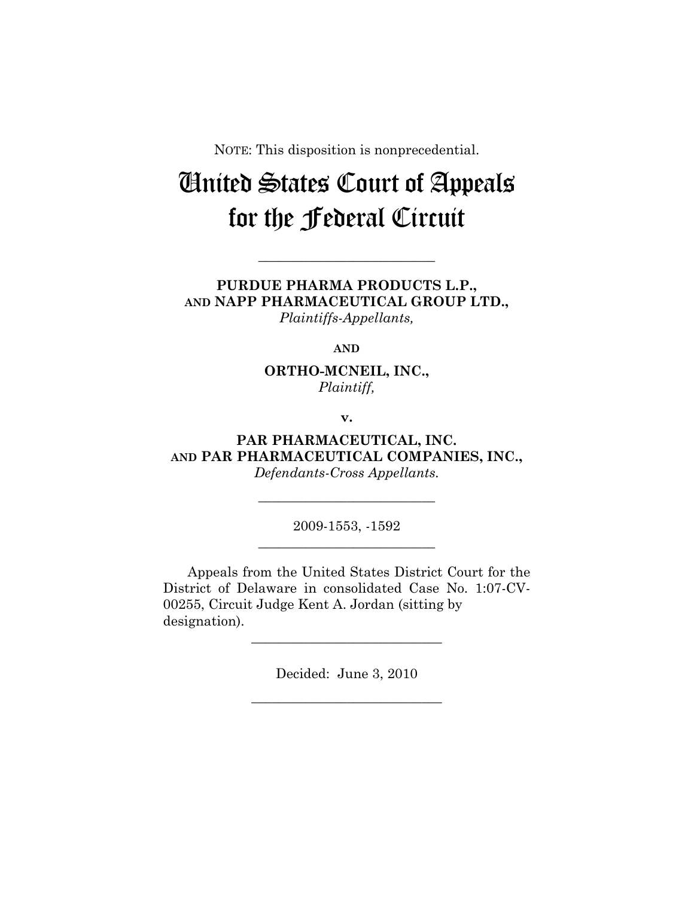NOTE: This disposition is nonprecedential.

# United States Court of Appeals for the Federal Circuit

---

**PURDUE PHARMA PRODUCTS L.P., AND NAPP PHARMACEUTICAL GROUP LTD.,**
*Plaintiffs-Appellants,*

**AND**

**ORTHO-MCNEIL, INC.,**
*Plaintiff,*

**v.**

**PAR PHARMACEUTICAL, INC. AND PAR PHARMACEUTICAL COMPANIES, INC.,**
*Defendants-Cross Appellants.*

---

2009-1553, -1592

---

Appeals from the United States District Court for the District of Delaware in consolidated Case No. 1:07-CV-00255, Circuit Judge Kent A. Jordan (sitting by designation).

---

Decided: June 3, 2010

---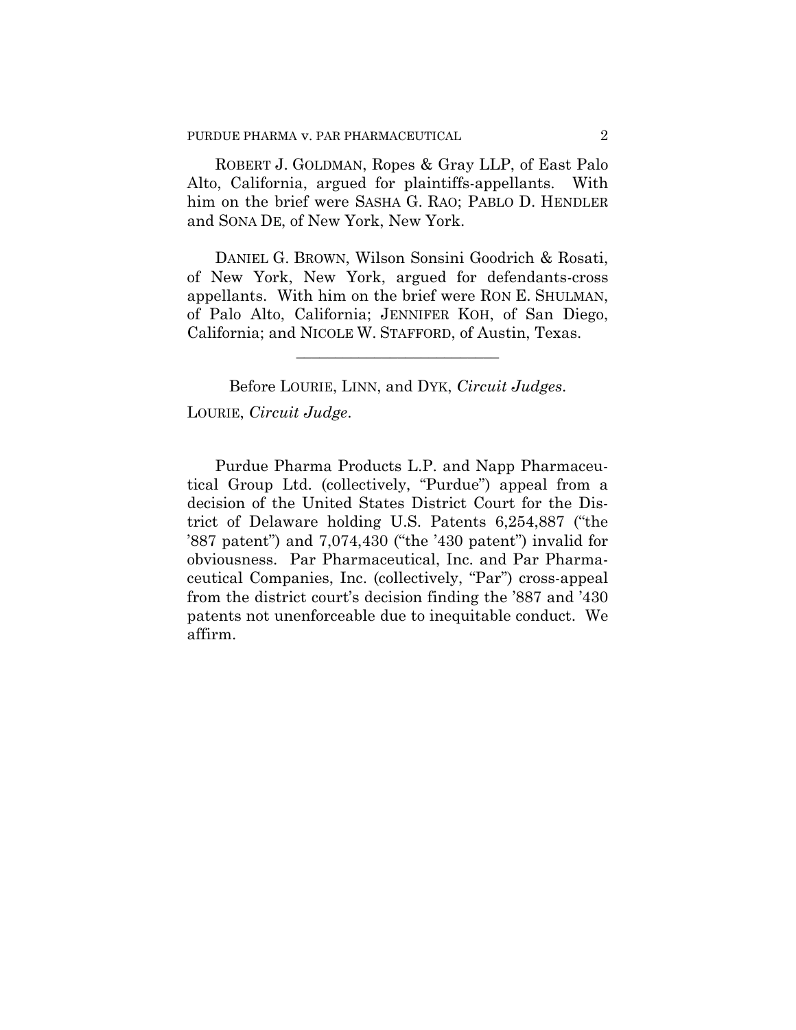ROBERT J. GOLDMAN, Ropes & Gray LLP, of East Palo Alto, California, argued for plaintiffs-appellants. With him on the brief were SASHA G. RAO; PABLO D. HENDLER and SONA DE, of New York, New York.

DANIEL G. BROWN, Wilson Sonsini Goodrich & Rosati, of New York, New York, argued for defendants-cross appellants. With him on the brief were RON E. SHULMAN, of Palo Alto, California; JENNIFER KOH, of San Diego, California; and NICOLE W. STAFFORD, of Austin, Texas.

---

Before LOURIE, LINN, and DYK, *Circuit Judges*.

LOURIE, *Circuit Judge*.

Purdue Pharma Products L.P. and Napp Pharmaceutical Group Ltd. (collectively, "Purdue") appeal from a decision of the United States District Court for the District of Delaware holding U.S. Patents 6,254,887 ("the '887 patent") and 7,074,430 ("the '430 patent") invalid for obviousness. Par Pharmaceutical, Inc. and Par Pharmaceutical Companies, Inc. (collectively, "Par") cross-appeal from the district court's decision finding the '887 and '430 patents not unenforceable due to inequitable conduct. We affirm.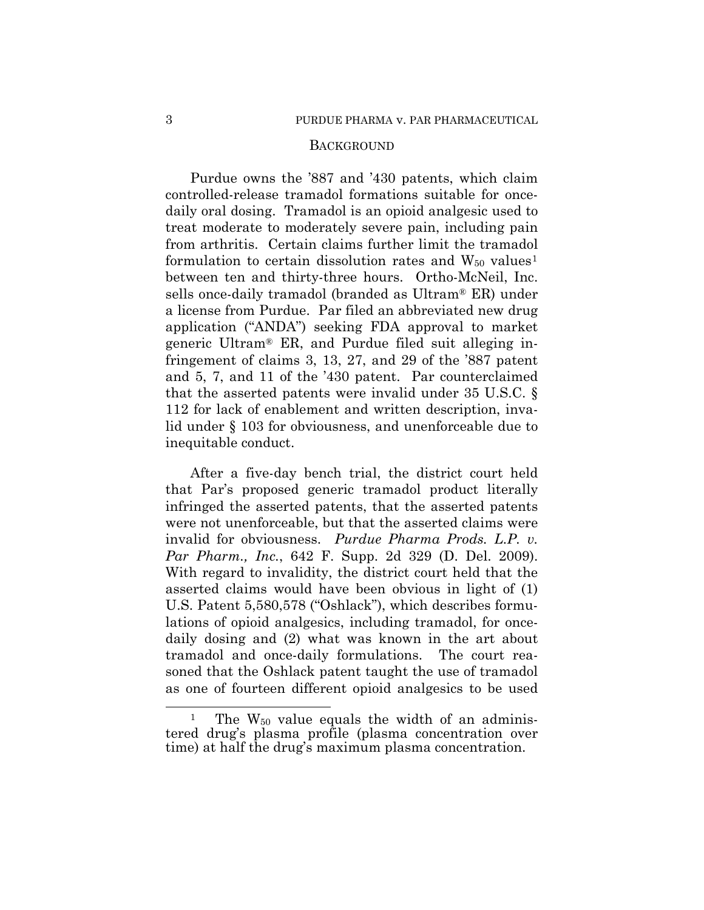## BACKGROUND

Purdue owns the '887 and '430 patents, which claim controlled-release tramadol formations suitable for once-daily oral dosing. Tramadol is an opioid analgesic used to treat moderate to moderately severe pain, including pain from arthritis. Certain claims further limit the tramadol formulation to certain dissolution rates and $W_{50}$ values[1] between ten and thirty-three hours. Ortho-McNeil, Inc. sells once-daily tramadol (branded as Ultram® ER) under a license from Purdue. Par filed an abbreviated new drug application ("ANDA") seeking FDA approval to market generic Ultram® ER, and Purdue filed suit alleging infringement of claims 3, 13, 27, and 29 of the '887 patent and 5, 7, and 11 of the '430 patent. Par counterclaimed that the asserted patents were invalid under 35 U.S.C. § 112 for lack of enablement and written description, invalid under § 103 for obviousness, and unenforceable due to inequitable conduct.

After a five-day bench trial, the district court held that Par's proposed generic tramadol product literally infringed the asserted patents, that the asserted patents were not unenforceable, but that the asserted claims were invalid for obviousness. *Purdue Pharma Prods. L.P. v. Par Pharm., Inc.*, 642 F. Supp. 2d 329 (D. Del. 2009). With regard to invalidity, the district court held that the asserted claims would have been obvious in light of (1) U.S. Patent 5,580,578 ("Oshlack"), which describes formulations of opioid analgesics, including tramadol, for once-daily dosing and (2) what was known in the art about tramadol and once-daily formulations. The court reasoned that the Oshlack patent taught the use of tramadol as one of fourteen different opioid analgesics to be used

[1] The $W_{50}$ value equals the width of an administered drug's plasma profile (plasma concentration over time) at half the drug's maximum plasma concentration.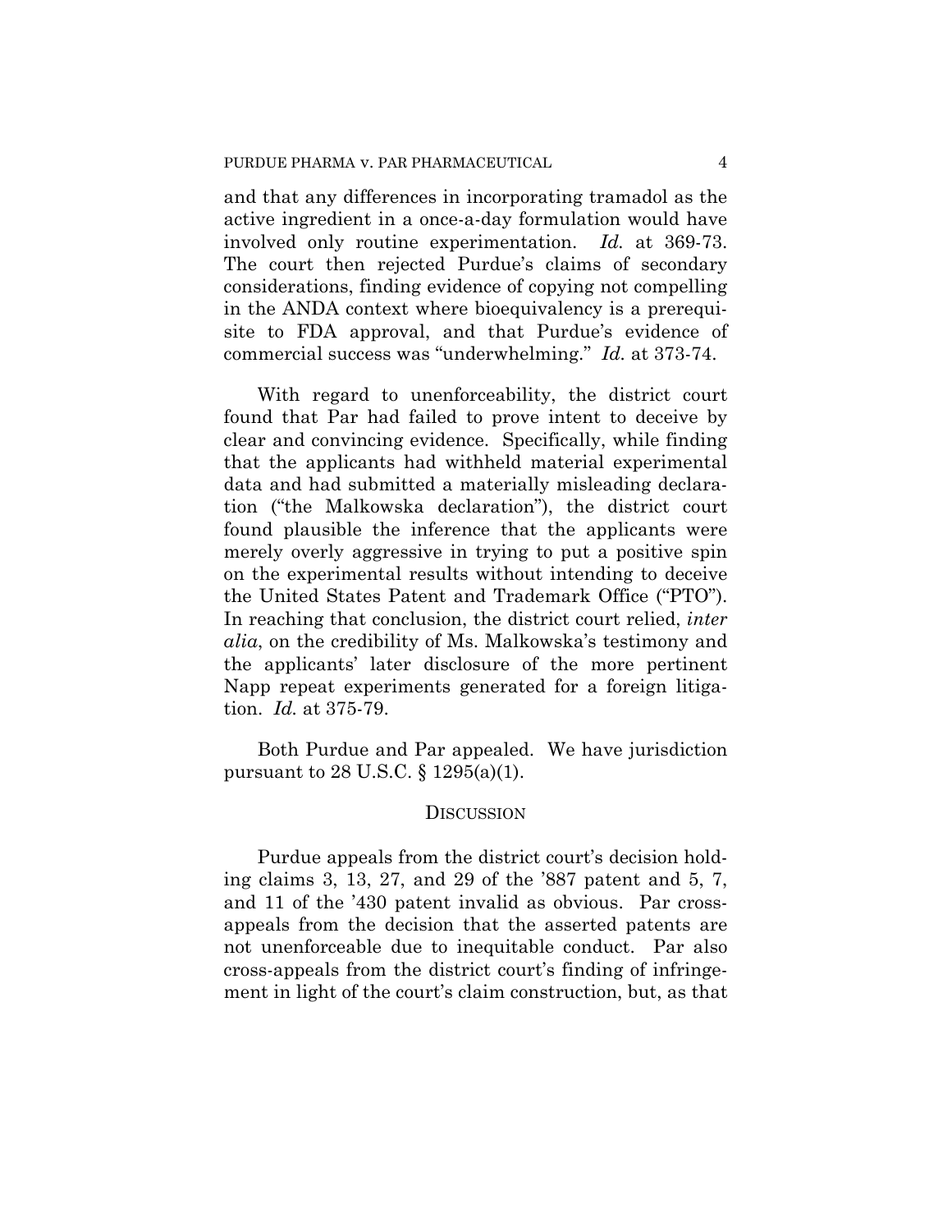and that any differences in incorporating tramadol as the active ingredient in a once-a-day formulation would have involved only routine experimentation. *Id.* at 369-73. The court then rejected Purdue's claims of secondary considerations, finding evidence of copying not compelling in the ANDA context where bioequivalency is a prerequisite to FDA approval, and that Purdue's evidence of commercial success was "underwhelming." *Id.* at 373-74.

With regard to unenforceability, the district court found that Par had failed to prove intent to deceive by clear and convincing evidence. Specifically, while finding that the applicants had withheld material experimental data and had submitted a materially misleading declaration ("the Malkowska declaration"), the district court found plausible the inference that the applicants were merely overly aggressive in trying to put a positive spin on the experimental results without intending to deceive the United States Patent and Trademark Office ("PTO"). In reaching that conclusion, the district court relied, *inter alia*, on the credibility of Ms. Malkowska's testimony and the applicants' later disclosure of the more pertinent Napp repeat experiments generated for a foreign litigation. *Id.* at 375-79.

Both Purdue and Par appealed. We have jurisdiction pursuant to 28 U.S.C. § 1295(a)(1).

## DISCUSSION

Purdue appeals from the district court's decision holding claims 3, 13, 27, and 29 of the '887 patent and 5, 7, and 11 of the '430 patent invalid as obvious. Par cross-appeals from the decision that the asserted patents are not unenforceable due to inequitable conduct. Par also cross-appeals from the district court's finding of infringement in light of the court's claim construction, but, as that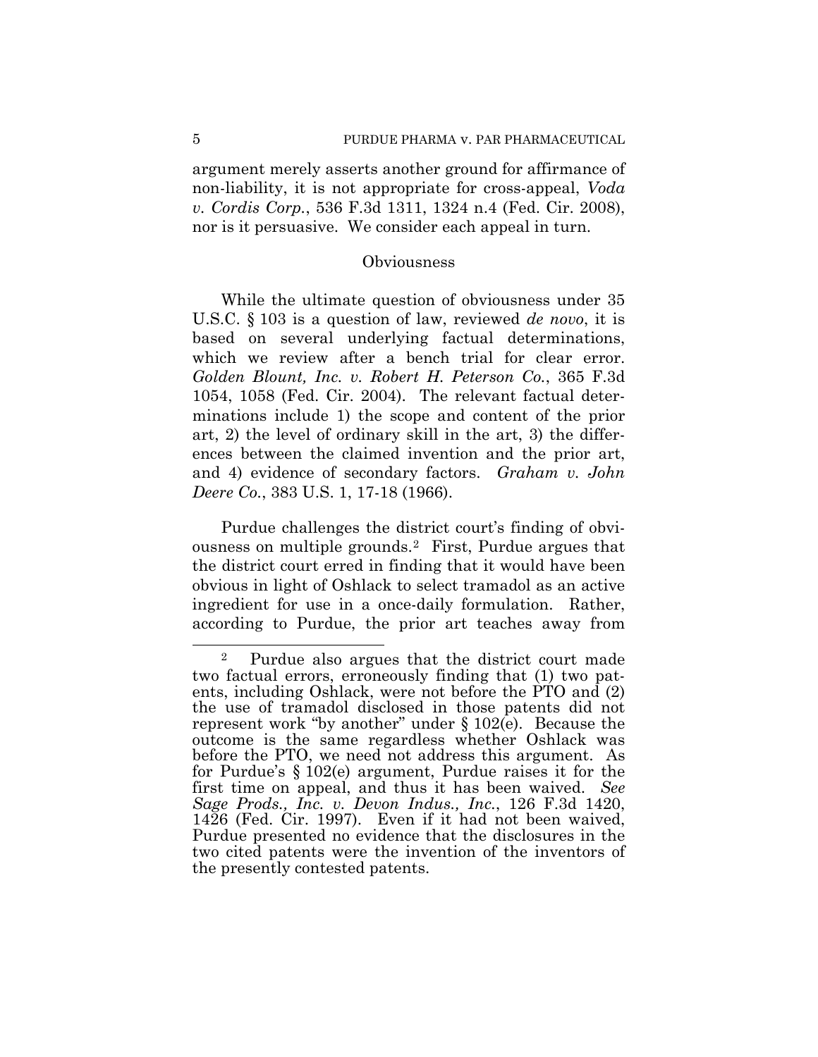argument merely asserts another ground for affirmance of non-liability, it is not appropriate for cross-appeal, *Voda v. Cordis Corp.*, 536 F.3d 1311, 1324 n.4 (Fed. Cir. 2008), nor is it persuasive. We consider each appeal in turn.

## Obviousness

While the ultimate question of obviousness under 35 U.S.C. § 103 is a question of law, reviewed *de novo*, it is based on several underlying factual determinations, which we review after a bench trial for clear error. *Golden Blount, Inc. v. Robert H. Peterson Co.*, 365 F.3d 1054, 1058 (Fed. Cir. 2004). The relevant factual determinations include 1) the scope and content of the prior art, 2) the level of ordinary skill in the art, 3) the differences between the claimed invention and the prior art, and 4) evidence of secondary factors. *Graham v. John Deere Co.*, 383 U.S. 1, 17-18 (1966).

Purdue challenges the district court's finding of obviousness on multiple grounds.[2] First, Purdue argues that the district court erred in finding that it would have been obvious in light of Oshlack to select tramadol as an active ingredient for use in a once-daily formulation. Rather, according to Purdue, the prior art teaches away from

---

[2] Purdue also argues that the district court made two factual errors, erroneously finding that (1) two patents, including Oshlack, were not before the PTO and (2) the use of tramadol disclosed in those patents did not represent work "by another" under § 102(e). Because the outcome is the same regardless whether Oshlack was before the PTO, we need not address this argument. As for Purdue's § 102(e) argument, Purdue raises it for the first time on appeal, and thus it has been waived. *See Sage Prods., Inc. v. Devon Indus., Inc.*, 126 F.3d 1420, 1426 (Fed. Cir. 1997). Even if it had not been waived, Purdue presented no evidence that the disclosures in the two cited patents were the invention of the inventors of the presently contested patents.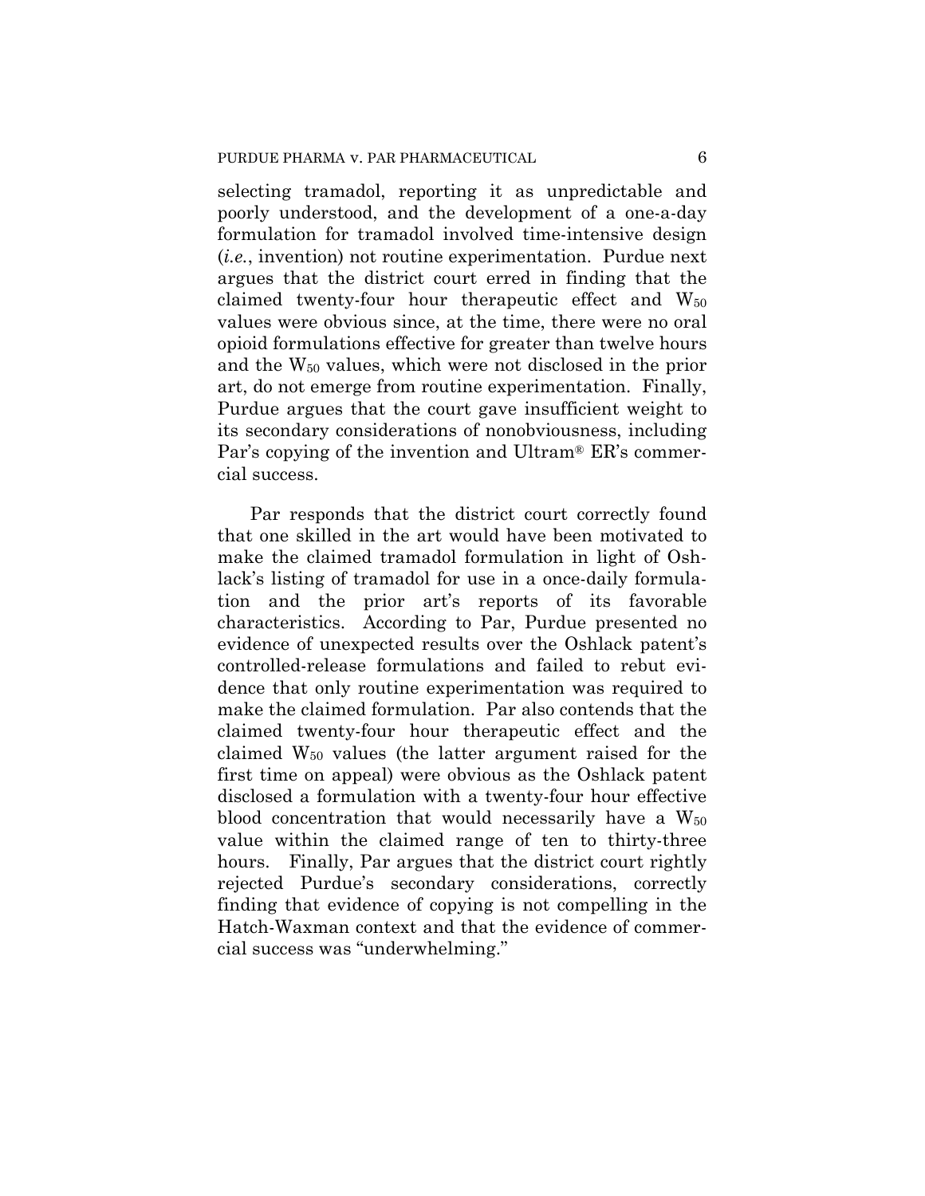selecting tramadol, reporting it as unpredictable and poorly understood, and the development of a one-a-day formulation for tramadol involved time-intensive design (*i.e.*, invention) not routine experimentation. Purdue next argues that the district court erred in finding that the claimed twenty-four hour therapeutic effect and $W_{50}$ values were obvious since, at the time, there were no oral opioid formulations effective for greater than twelve hours and the $W_{50}$ values, which were not disclosed in the prior art, do not emerge from routine experimentation. Finally, Purdue argues that the court gave insufficient weight to its secondary considerations of nonobviousness, including Par's copying of the invention and Ultram® ER's commercial success.

Par responds that the district court correctly found that one skilled in the art would have been motivated to make the claimed tramadol formulation in light of Oshlack's listing of tramadol for use in a once-daily formulation and the prior art's reports of its favorable characteristics. According to Par, Purdue presented no evidence of unexpected results over the Oshlack patent's controlled-release formulations and failed to rebut evidence that only routine experimentation was required to make the claimed formulation. Par also contends that the claimed twenty-four hour therapeutic effect and the claimed $W_{50}$ values (the latter argument raised for the first time on appeal) were obvious as the Oshlack patent disclosed a formulation with a twenty-four hour effective blood concentration that would necessarily have a $W_{50}$ value within the claimed range of ten to thirty-three hours. Finally, Par argues that the district court rightly rejected Purdue's secondary considerations, correctly finding that evidence of copying is not compelling in the Hatch-Waxman context and that the evidence of commercial success was "underwhelming."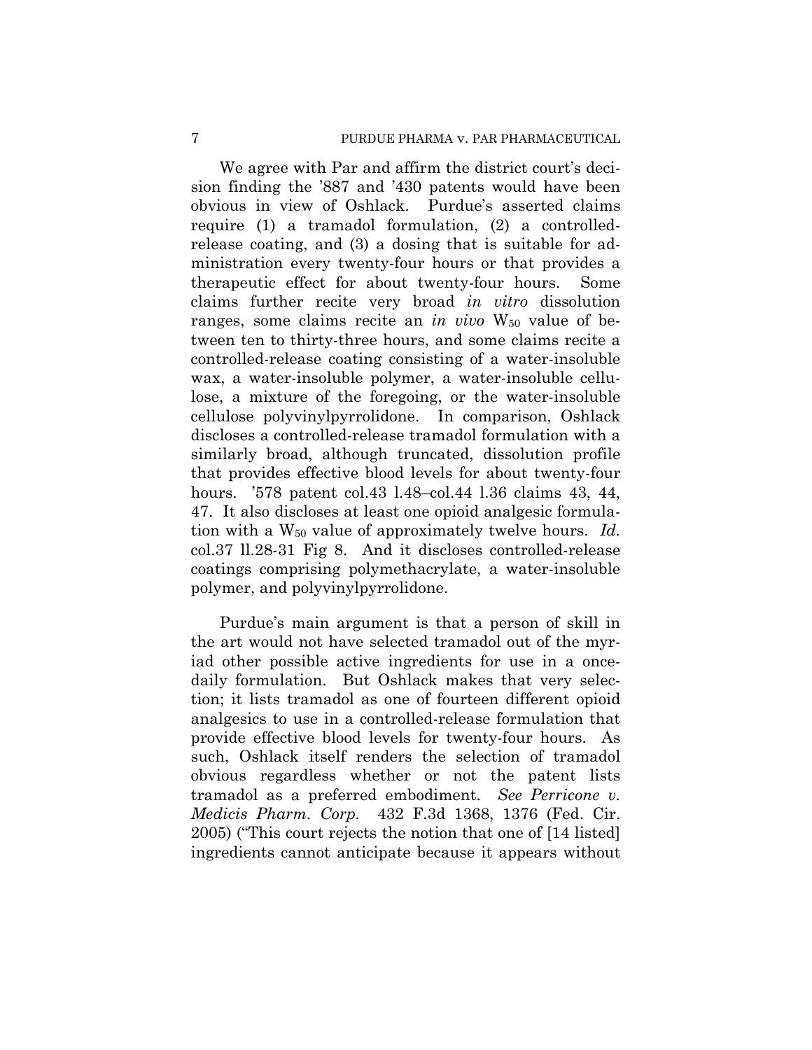We agree with Par and affirm the district court's decision finding the '887 and '430 patents would have been obvious in view of Oshlack. Purdue's asserted claims require (1) a tramadol formulation, (2) a controlled-release coating, and (3) a dosing that is suitable for administration every twenty-four hours or that provides a therapeutic effect for about twenty-four hours. Some claims further recite very broad *in vitro* dissolution ranges, some claims recite an *in vivo* $W_{50}$ value of between ten to thirty-three hours, and some claims recite a controlled-release coating consisting of a water-insoluble wax, a water-insoluble polymer, a water-insoluble cellulose, a mixture of the foregoing, or the water-insoluble cellulose polyvinylpyrrolidone. In comparison, Oshlack discloses a controlled-release tramadol formulation with a similarly broad, although truncated, dissolution profile that provides effective blood levels for about twenty-four hours. '578 patent col.43 l.48–col.44 l.36 claims 43, 44, 47. It also discloses at least one opioid analgesic formulation with a $W_{50}$ value of approximately twelve hours. *Id.* col.37 ll.28-31 Fig 8. And it discloses controlled-release coatings comprising polymethacrylate, a water-insoluble polymer, and polyvinylpyrrolidone.

Purdue's main argument is that a person of skill in the art would not have selected tramadol out of the myriad other possible active ingredients for use in a once-daily formulation. But Oshlack makes that very selection; it lists tramadol as one of fourteen different opioid analgesics to use in a controlled-release formulation that provide effective blood levels for twenty-four hours. As such, Oshlack itself renders the selection of tramadol obvious regardless whether or not the patent lists tramadol as a preferred embodiment. *See Perricone v. Medicis Pharm. Corp.* 432 F.3d 1368, 1376 (Fed. Cir. 2005) ("This court rejects the notion that one of [14 listed] ingredients cannot anticipate because it appears without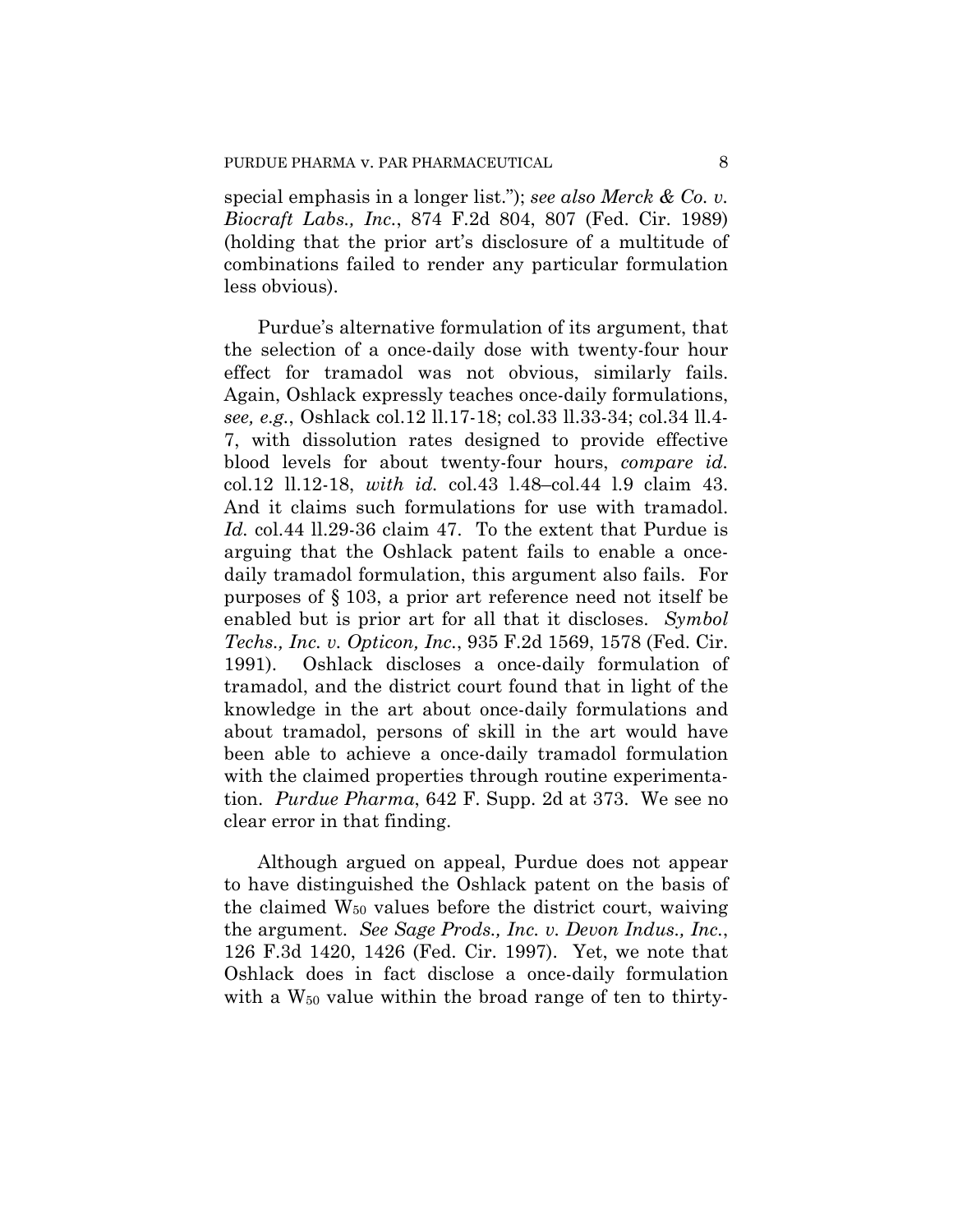special emphasis in a longer list."); *see also Merck & Co. v. Biocraft Labs., Inc.*, 874 F.2d 804, 807 (Fed. Cir. 1989) (holding that the prior art's disclosure of a multitude of combinations failed to render any particular formulation less obvious).

Purdue's alternative formulation of its argument, that the selection of a once-daily dose with twenty-four hour effect for tramadol was not obvious, similarly fails. Again, Oshlack expressly teaches once-daily formulations, *see, e.g.*, Oshlack col.12 ll.17-18; col.33 ll.33-34; col.34 ll.4-7, with dissolution rates designed to provide effective blood levels for about twenty-four hours, *compare id.* col.12 ll.12-18, *with id.* col.43 l.48–col.44 l.9 claim 43. And it claims such formulations for use with tramadol. *Id.* col.44 ll.29-36 claim 47. To the extent that Purdue is arguing that the Oshlack patent fails to enable a once-daily tramadol formulation, this argument also fails. For purposes of § 103, a prior art reference need not itself be enabled but is prior art for all that it discloses. *Symbol Techs., Inc. v. Opticon, Inc.*, 935 F.2d 1569, 1578 (Fed. Cir. 1991). Oshlack discloses a once-daily formulation of tramadol, and the district court found that in light of the knowledge in the art about once-daily formulations and about tramadol, persons of skill in the art would have been able to achieve a once-daily tramadol formulation with the claimed properties through routine experimentation. *Purdue Pharma*, 642 F. Supp. 2d at 373. We see no clear error in that finding.

Although argued on appeal, Purdue does not appear to have distinguished the Oshlack patent on the basis of the claimed $W_{50}$ values before the district court, waiving the argument. *See Sage Prods., Inc. v. Devon Indus., Inc.*, 126 F.3d 1420, 1426 (Fed. Cir. 1997). Yet, we note that Oshlack does in fact disclose a once-daily formulation with a $W_{50}$ value within the broad range of ten to thirty-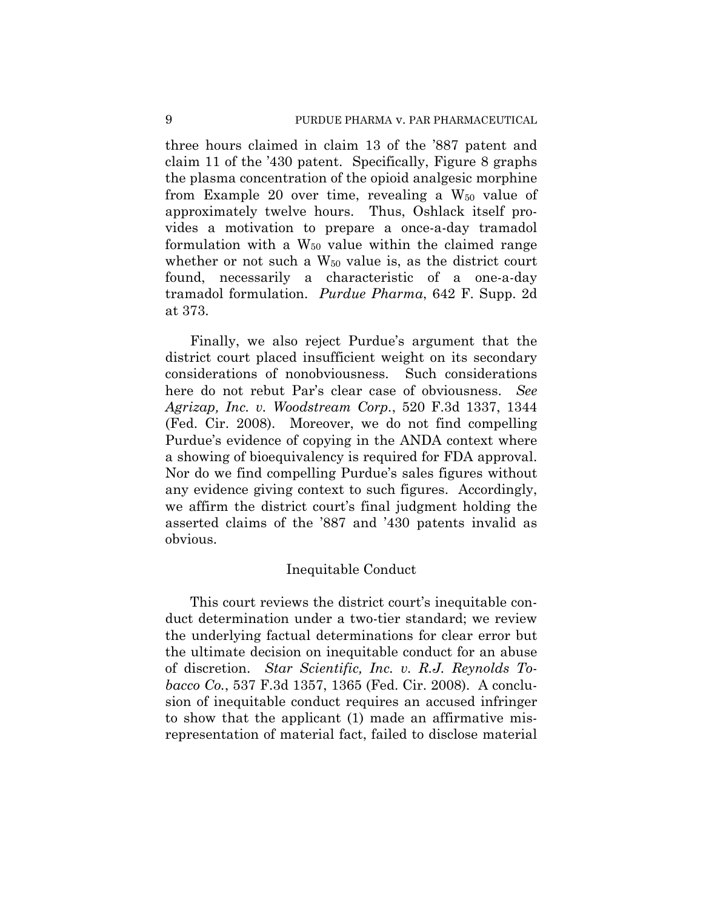three hours claimed in claim 13 of the '887 patent and claim 11 of the '430 patent. Specifically, Figure 8 graphs the plasma concentration of the opioid analgesic morphine from Example 20 over time, revealing a $W_{50}$ value of approximately twelve hours. Thus, Oshlack itself provides a motivation to prepare a once-a-day tramadol formulation with a $W_{50}$ value within the claimed range whether or not such a $W_{50}$ value is, as the district court found, necessarily a characteristic of a one-a-day tramadol formulation. *Purdue Pharma*, 642 F. Supp. 2d at 373.

Finally, we also reject Purdue's argument that the district court placed insufficient weight on its secondary considerations of nonobviousness. Such considerations here do not rebut Par's clear case of obviousness. *See Agrizap, Inc. v. Woodstream Corp.*, 520 F.3d 1337, 1344 (Fed. Cir. 2008). Moreover, we do not find compelling Purdue's evidence of copying in the ANDA context where a showing of bioequivalency is required for FDA approval. Nor do we find compelling Purdue's sales figures without any evidence giving context to such figures. Accordingly, we affirm the district court's final judgment holding the asserted claims of the '887 and '430 patents invalid as obvious.

## Inequitable Conduct

This court reviews the district court's inequitable conduct determination under a two-tier standard; we review the underlying factual determinations for clear error but the ultimate decision on inequitable conduct for an abuse of discretion. *Star Scientific, Inc. v. R.J. Reynolds Tobacco Co.*, 537 F.3d 1357, 1365 (Fed. Cir. 2008). A conclusion of inequitable conduct requires an accused infringer to show that the applicant (1) made an affirmative misrepresentation of material fact, failed to disclose material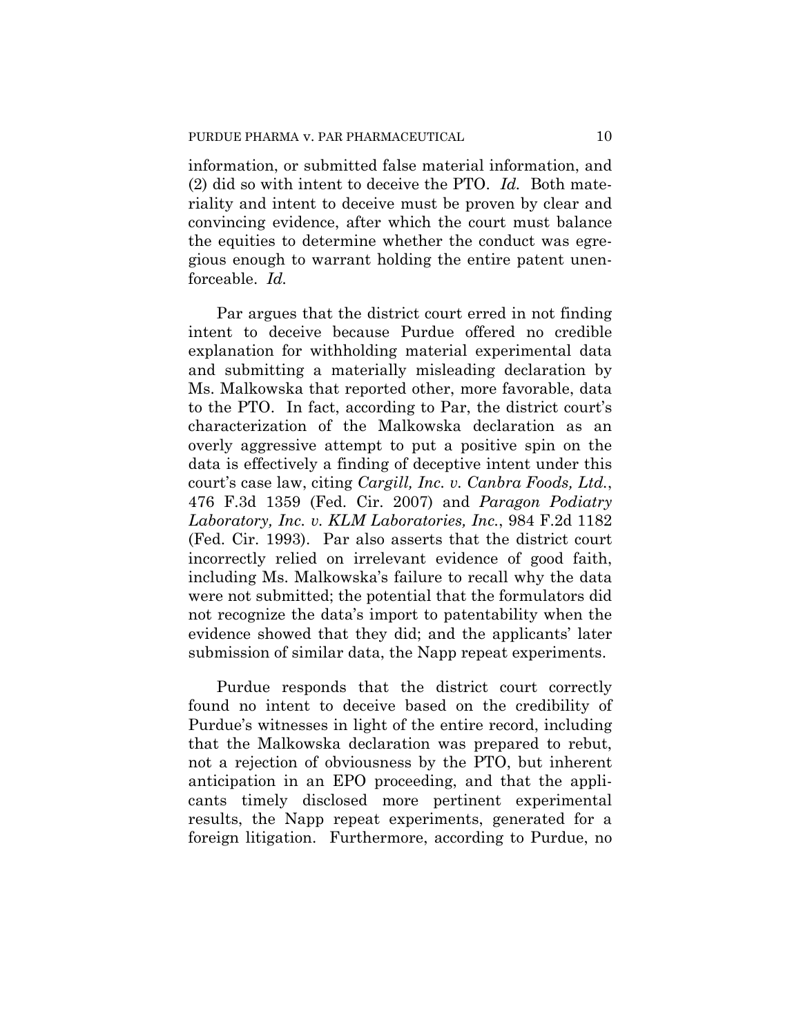information, or submitted false material information, and (2) did so with intent to deceive the PTO. *Id.* Both materiality and intent to deceive must be proven by clear and convincing evidence, after which the court must balance the equities to determine whether the conduct was egregious enough to warrant holding the entire patent unenforceable. *Id.*

Par argues that the district court erred in not finding intent to deceive because Purdue offered no credible explanation for withholding material experimental data and submitting a materially misleading declaration by Ms. Malkowska that reported other, more favorable, data to the PTO. In fact, according to Par, the district court's characterization of the Malkowska declaration as an overly aggressive attempt to put a positive spin on the data is effectively a finding of deceptive intent under this court's case law, citing *Cargill, Inc. v. Canbra Foods, Ltd.*, 476 F.3d 1359 (Fed. Cir. 2007) and *Paragon Podiatry Laboratory, Inc. v. KLM Laboratories, Inc.*, 984 F.2d 1182 (Fed. Cir. 1993). Par also asserts that the district court incorrectly relied on irrelevant evidence of good faith, including Ms. Malkowska's failure to recall why the data were not submitted; the potential that the formulators did not recognize the data's import to patentability when the evidence showed that they did; and the applicants' later submission of similar data, the Napp repeat experiments.

Purdue responds that the district court correctly found no intent to deceive based on the credibility of Purdue's witnesses in light of the entire record, including that the Malkowska declaration was prepared to rebut, not a rejection of obviousness by the PTO, but inherent anticipation in an EPO proceeding, and that the applicants timely disclosed more pertinent experimental results, the Napp repeat experiments, generated for a foreign litigation. Furthermore, according to Purdue, no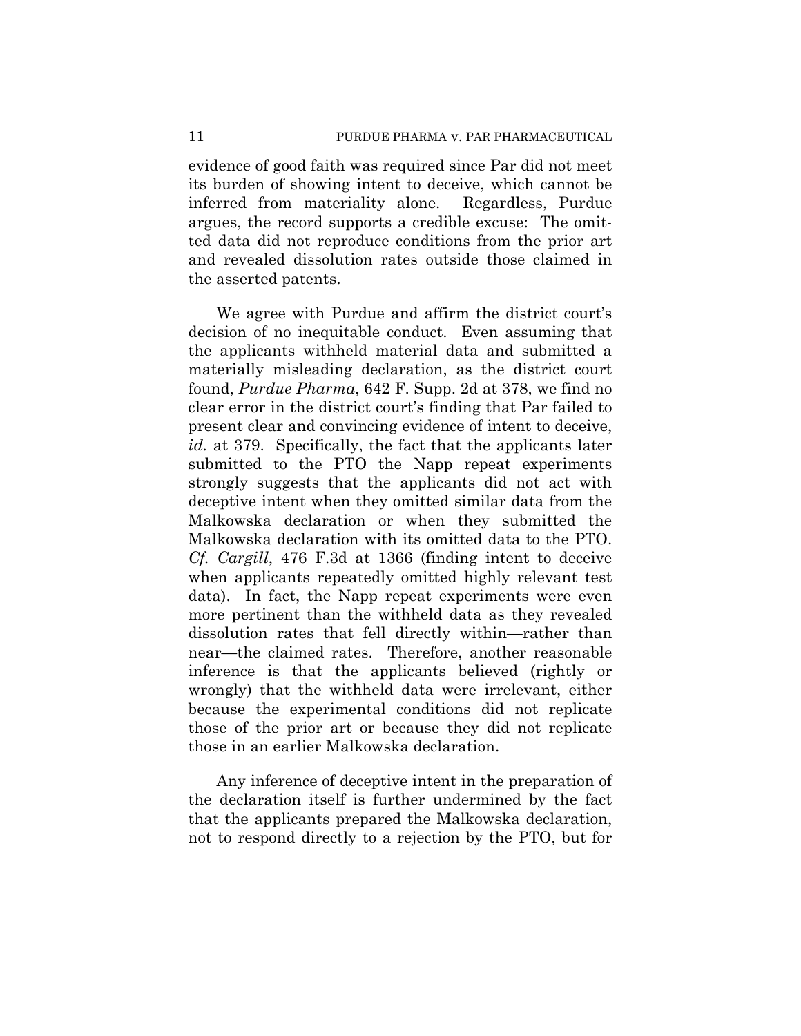evidence of good faith was required since Par did not meet its burden of showing intent to deceive, which cannot be inferred from materiality alone. Regardless, Purdue argues, the record supports a credible excuse: The omitted data did not reproduce conditions from the prior art and revealed dissolution rates outside those claimed in the asserted patents.

We agree with Purdue and affirm the district court's decision of no inequitable conduct. Even assuming that the applicants withheld material data and submitted a materially misleading declaration, as the district court found, *Purdue Pharma*, 642 F. Supp. 2d at 378, we find no clear error in the district court's finding that Par failed to present clear and convincing evidence of intent to deceive, *id.* at 379. Specifically, the fact that the applicants later submitted to the PTO the Napp repeat experiments strongly suggests that the applicants did not act with deceptive intent when they omitted similar data from the Malkowska declaration or when they submitted the Malkowska declaration with its omitted data to the PTO. *Cf. Cargill*, 476 F.3d at 1366 (finding intent to deceive when applicants repeatedly omitted highly relevant test data). In fact, the Napp repeat experiments were even more pertinent than the withheld data as they revealed dissolution rates that fell directly within—rather than near—the claimed rates. Therefore, another reasonable inference is that the applicants believed (rightly or wrongly) that the withheld data were irrelevant, either because the experimental conditions did not replicate those of the prior art or because they did not replicate those in an earlier Malkowska declaration.

Any inference of deceptive intent in the preparation of the declaration itself is further undermined by the fact that the applicants prepared the Malkowska declaration, not to respond directly to a rejection by the PTO, but for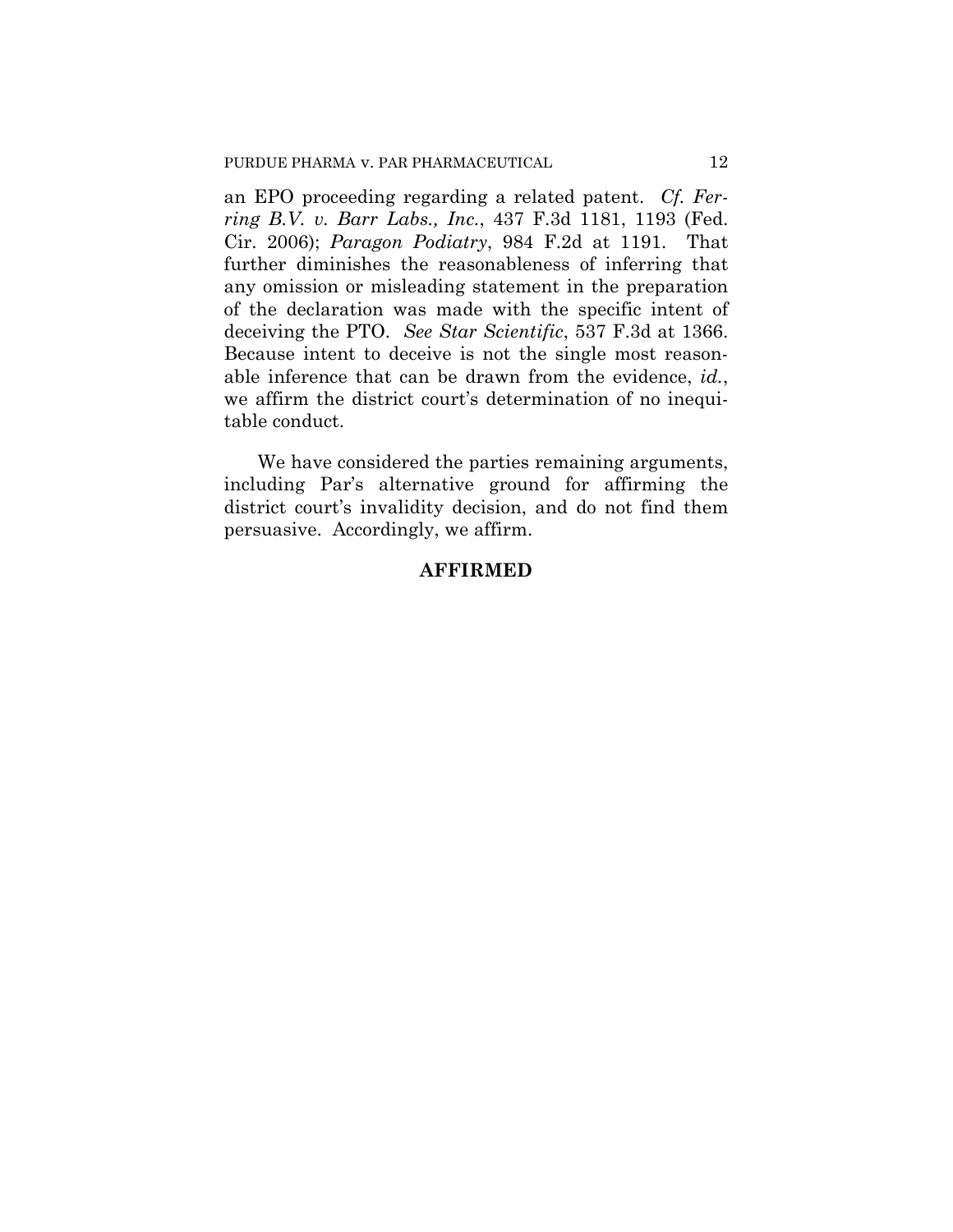an EPO proceeding regarding a related patent. *Cf. Ferring B.V. v. Barr Labs., Inc.*, 437 F.3d 1181, 1193 (Fed. Cir. 2006); *Paragon Podiatry*, 984 F.2d at 1191. That further diminishes the reasonableness of inferring that any omission or misleading statement in the preparation of the declaration was made with the specific intent of deceiving the PTO. *See Star Scientific*, 537 F.3d at 1366. Because intent to deceive is not the single most reasonable inference that can be drawn from the evidence, *id.*, we affirm the district court's determination of no inequitable conduct.

We have considered the parties remaining arguments, including Par's alternative ground for affirming the district court's invalidity decision, and do not find them persuasive. Accordingly, we affirm.

**AFFIRMED**